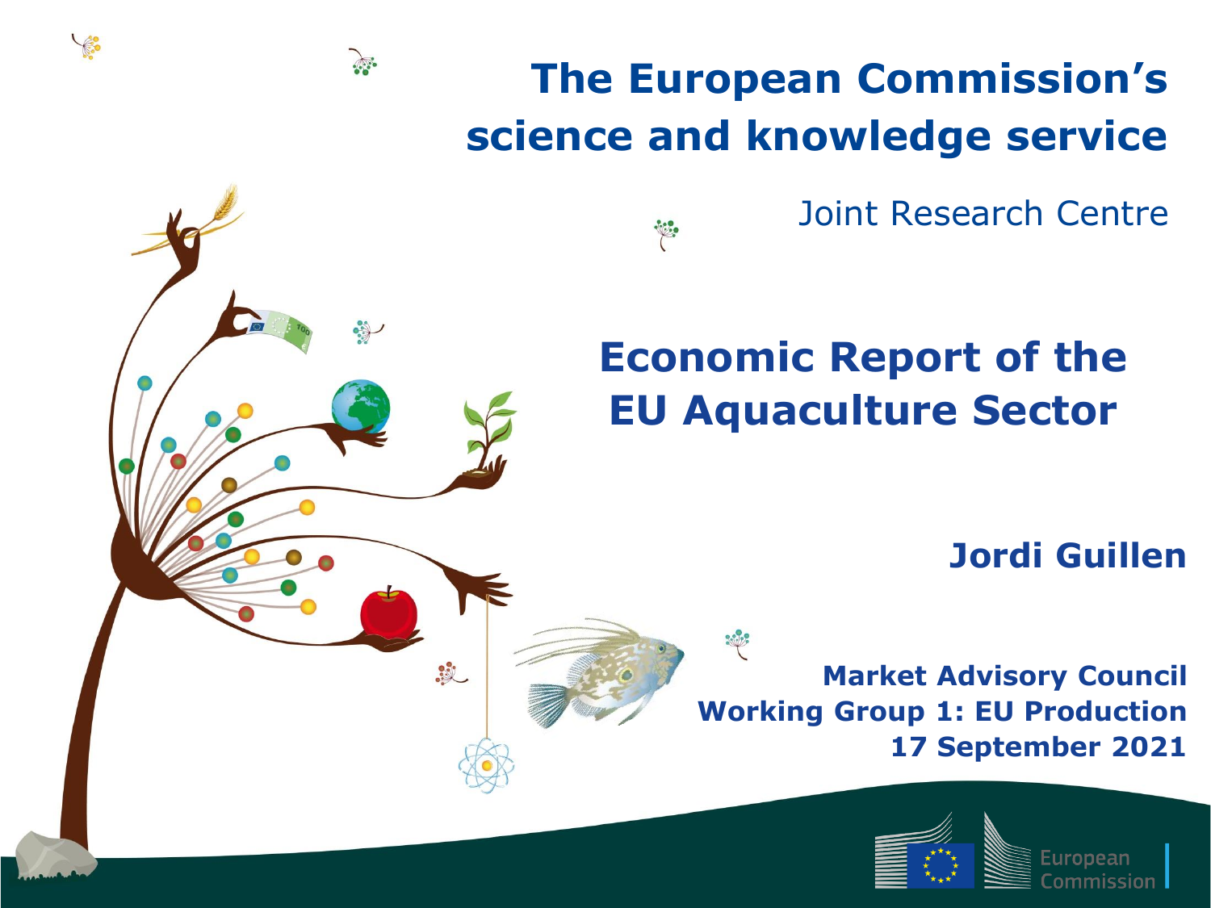# The European Commission's science and knowledge service

Joint Research Centre

## Economic Report of the EU Aquaculture Sector

**Jordi Guillen**

**Market Advisory Council**
**Working Group 1: EU Production**
**17 September 2021**

European Commission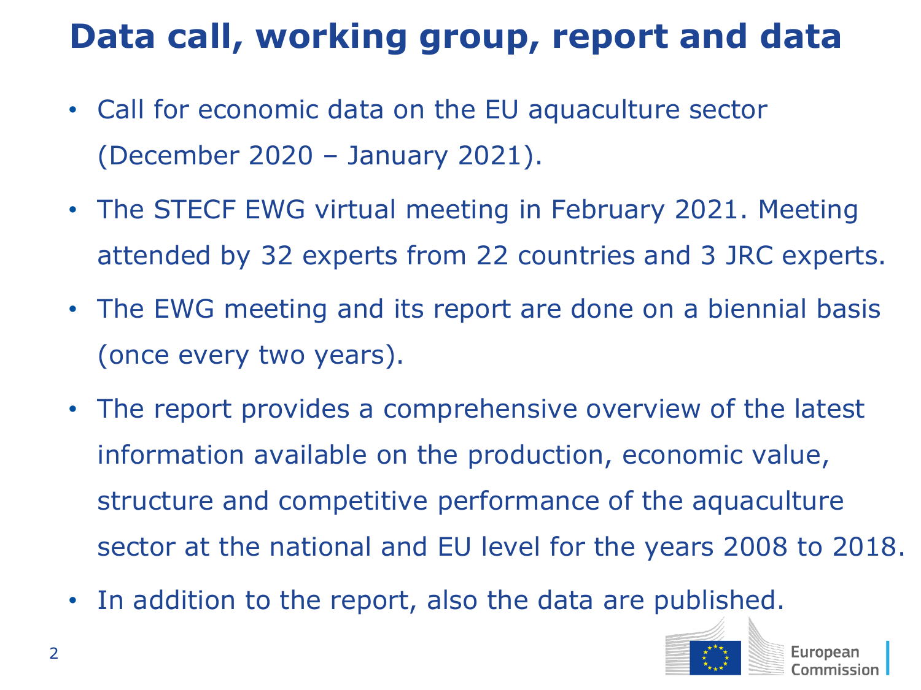# Data call, working group, report and data

- Call for economic data on the EU aquaculture sector (December 2020 – January 2021).
- The STECF EWG virtual meeting in February 2021. Meeting attended by 32 experts from 22 countries and 3 JRC experts.
- The EWG meeting and its report are done on a biennial basis (once every two years).
- The report provides a comprehensive overview of the latest information available on the production, economic value, structure and competitive performance of the aquaculture sector at the national and EU level for the years 2008 to 2018.
- In addition to the report, also the data are published.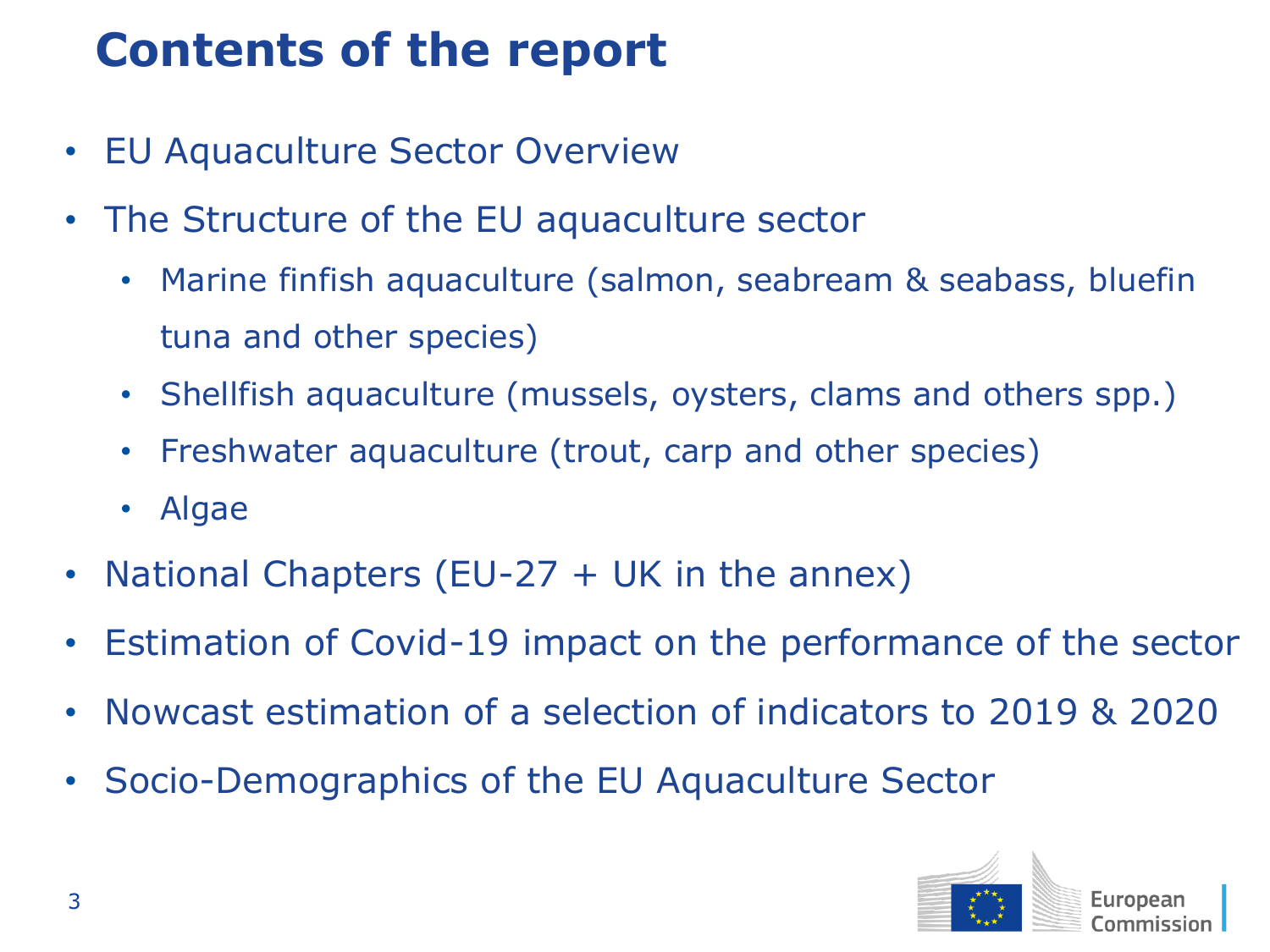# Contents of the report

- EU Aquaculture Sector Overview
- The Structure of the EU aquaculture sector
  - Marine finfish aquaculture (salmon, seabream & seabass, bluefin tuna and other species)
  - Shellfish aquaculture (mussels, oysters, clams and others spp.)
  - Freshwater aquaculture (trout, carp and other species)
  - Algae
- National Chapters (EU-27 + UK in the annex)
- Estimation of Covid-19 impact on the performance of the sector
- Nowcast estimation of a selection of indicators to 2019 & 2020
- Socio-Demographics of the EU Aquaculture Sector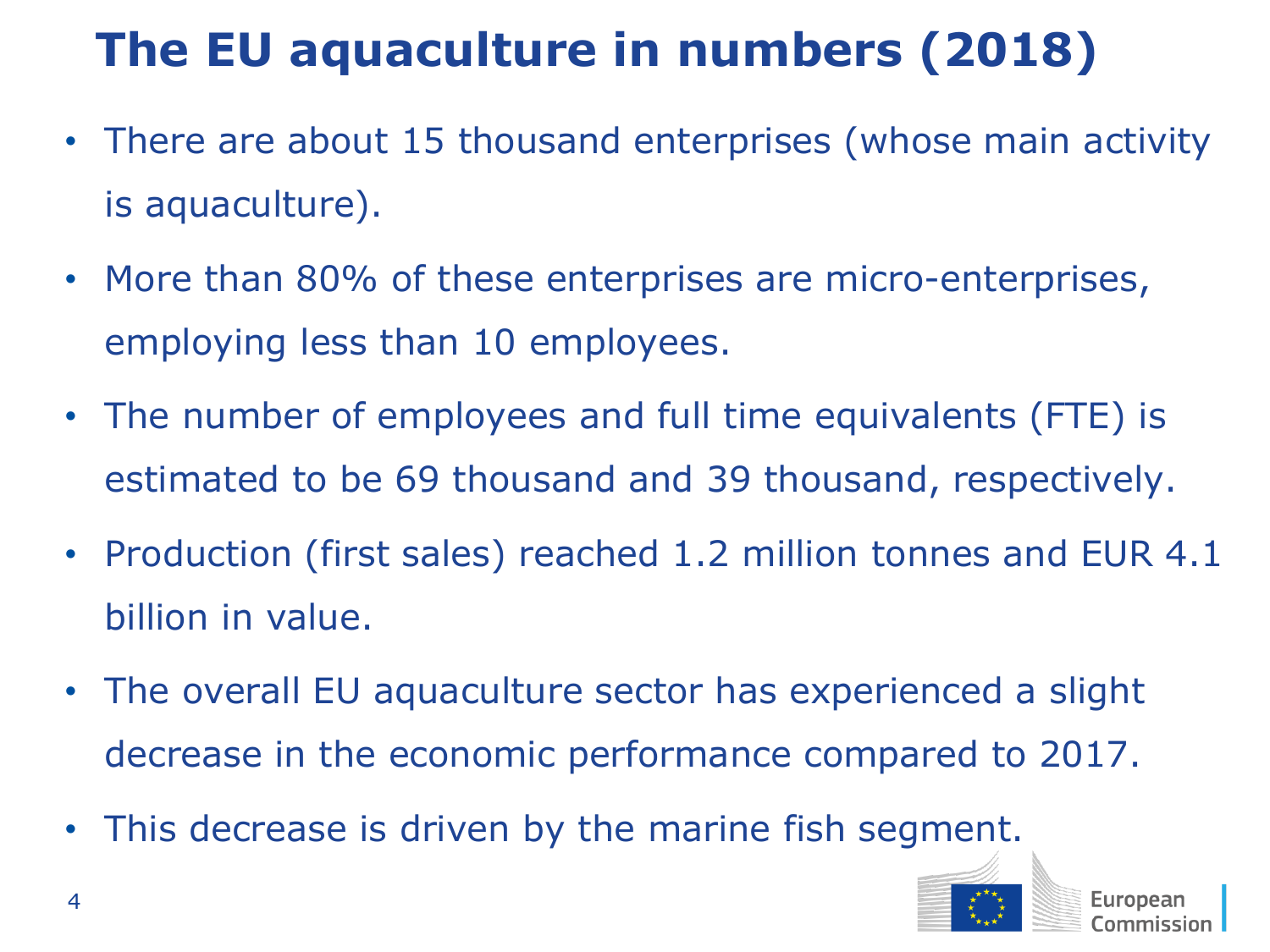# The EU aquaculture in numbers (2018)

- There are about 15 thousand enterprises (whose main activity is aquaculture).
- More than 80% of these enterprises are micro-enterprises, employing less than 10 employees.
- The number of employees and full time equivalents (FTE) is estimated to be 69 thousand and 39 thousand, respectively.
- Production (first sales) reached 1.2 million tonnes and EUR 4.1 billion in value.
- The overall EU aquaculture sector has experienced a slight decrease in the economic performance compared to 2017.
- This decrease is driven by the marine fish segment.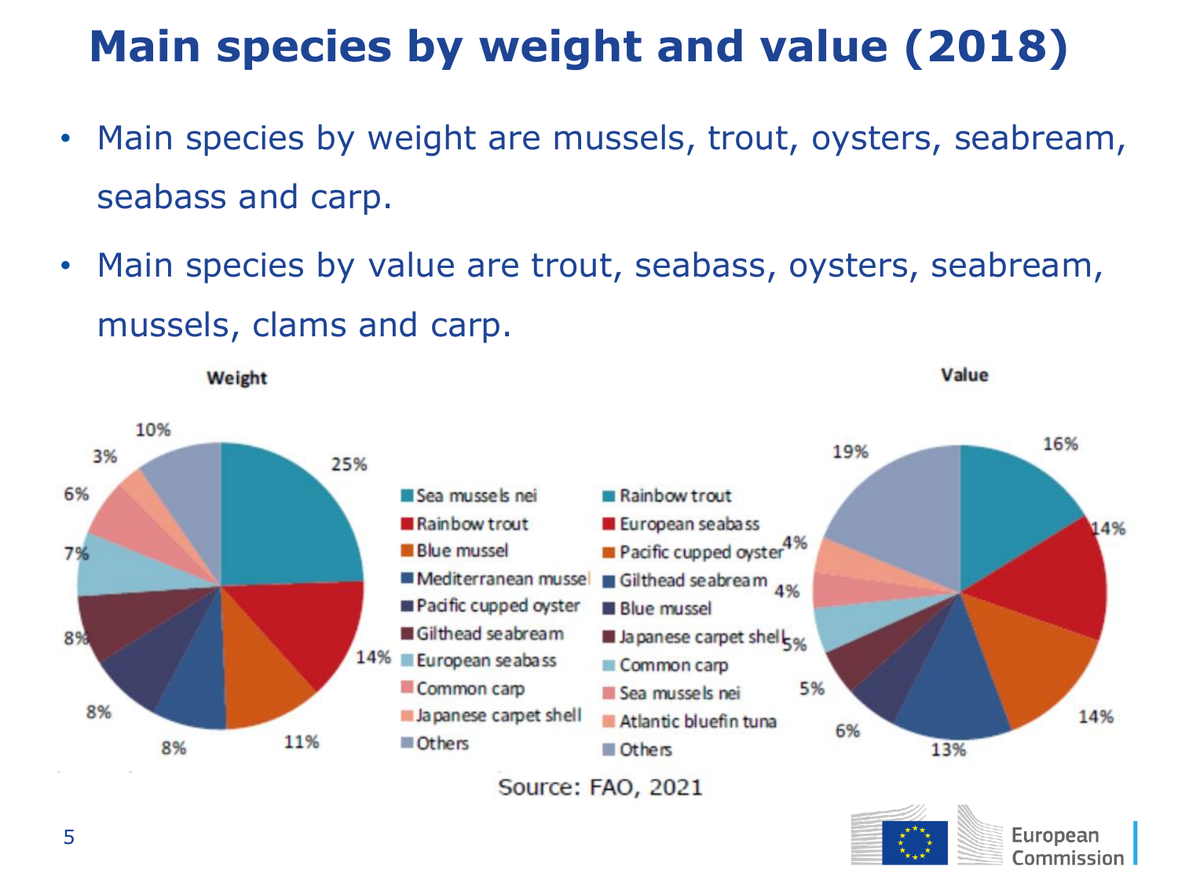# Main species by weight and value (2018)

- Main species by weight are mussels, trout, oysters, seabream, seabass and carp.
- Main species by value are trout, seabass, oysters, seabream, mussels, clams and carp.

**Weight**

25%
14%
11%
8%
8%
8%
7%
6%
3%
10%

- Sea mussels nei
- Rainbow trout
- Blue mussel
- Mediterranean mussel
- Pacific cupped oyster
- Gilthead seabream
- European seabass
- Common carp
- Japanese carpet shell
- Others

**Value**

16%
14%
14%
13%
6%
5%
5%
4%
4%
19%

- Rainbow trout
- European seabass
- Pacific cupped oyster
- Gilthead seabream
- Blue mussel
- Japanese carpet shell
- Common carp
- Sea mussels nei
- Atlantic bluefin tuna
- Others

Source: FAO, 2021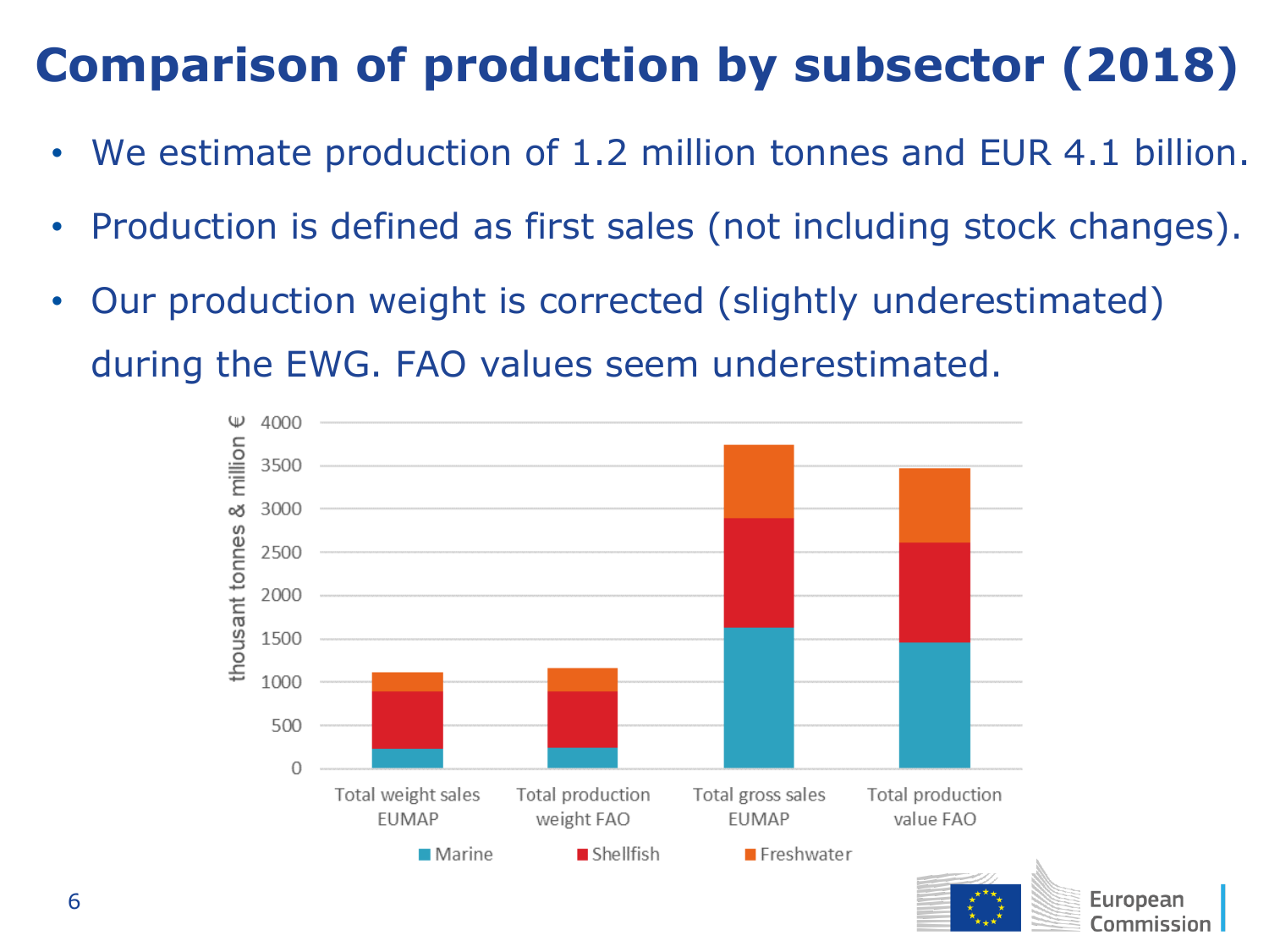# Comparison of production by subsector (2018)

- We estimate production of 1.2 million tonnes and EUR 4.1 billion.
- Production is defined as first sales (not including stock changes).
- Our production weight is corrected (slightly underestimated) during the EWG. FAO values seem underestimated.

thousand tonnes & million €

4000
3500
3000
2500
2000
1500
1000
500
0

Total weight sales EUMAP
Total production weight FAO
Total gross sales EUMAP
Total production value FAO

Marine
Shellfish
Freshwater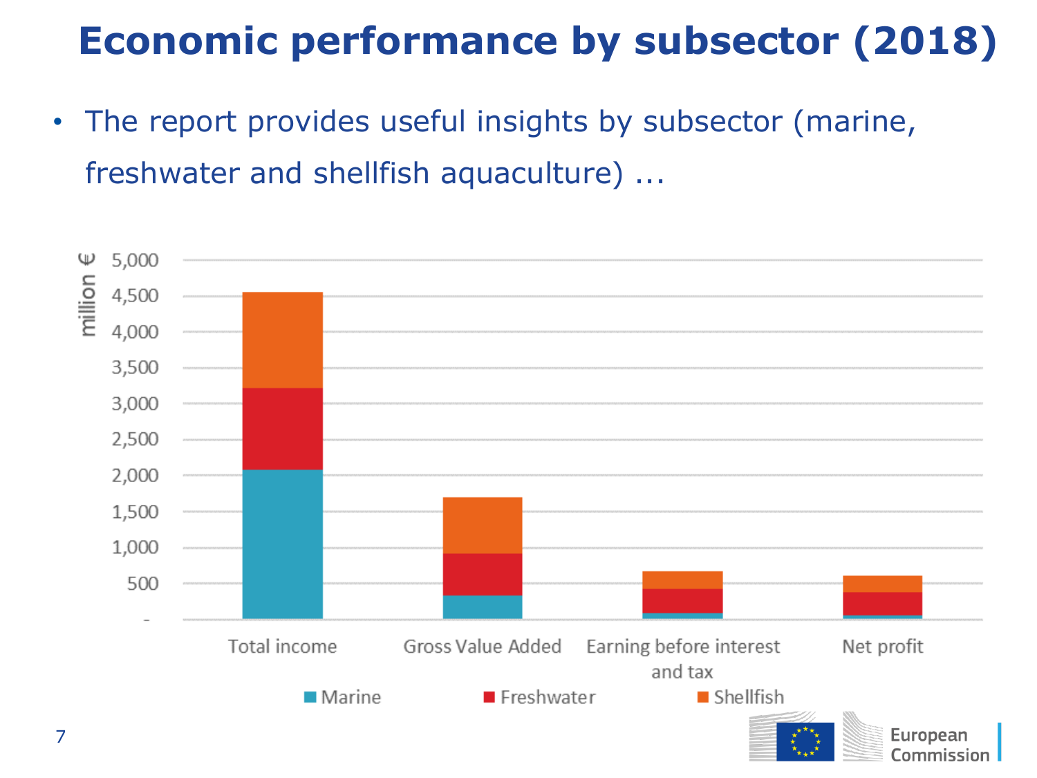# Economic performance by subsector (2018)

- The report provides useful insights by subsector (marine, freshwater and shellfish aquaculture) ...

million €

5,000
4,500
4,000
3,500
3,000
2,500
2,000
1,500
1,000
500
-

Total income
Gross Value Added
Earning before interest and tax
Net profit

Marine
Freshwater
Shellfish

European Commission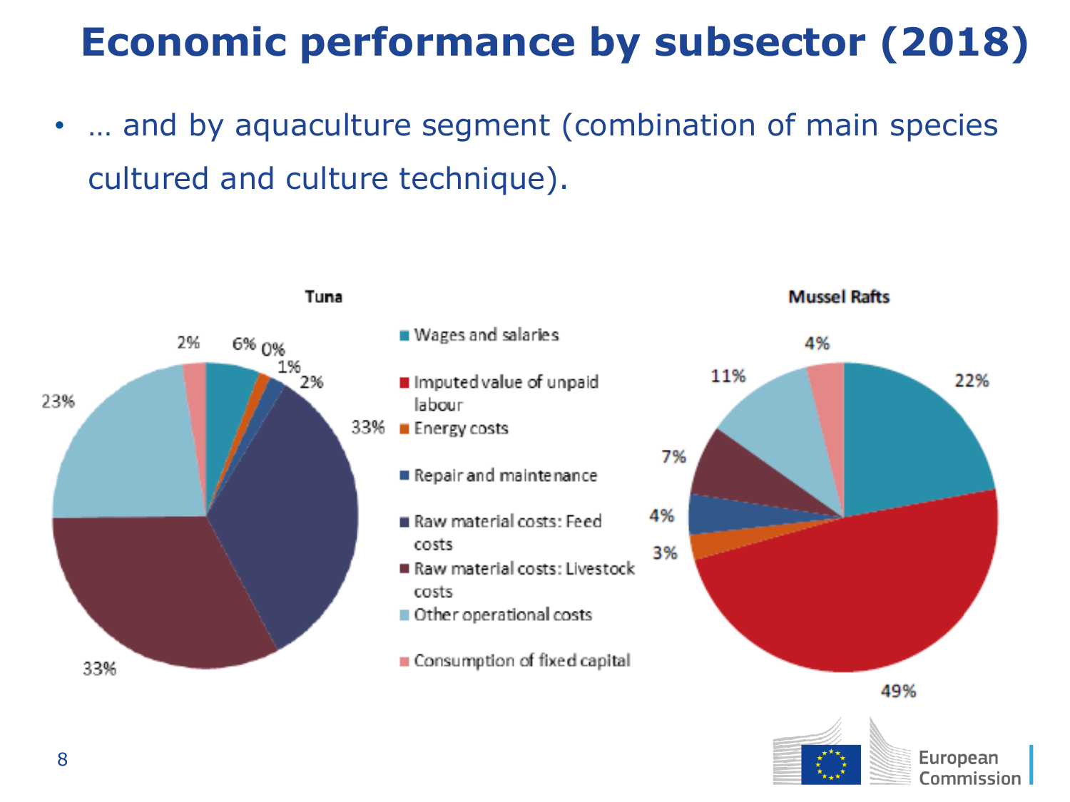# Economic performance by subsector (2018)

- … and by aquaculture segment (combination of main species cultured and culture technique).

Tuna

2%
6%
0%
1%
2%
33%
33%
23%

Wages and salaries
Imputed value of unpaid labour
Energy costs
Repair and maintenance
Raw material costs: Feed costs
Raw material costs: Livestock costs
Other operational costs
Consumption of fixed capital

Mussel Rafts

4%
22%
11%
7%
4%
3%
49%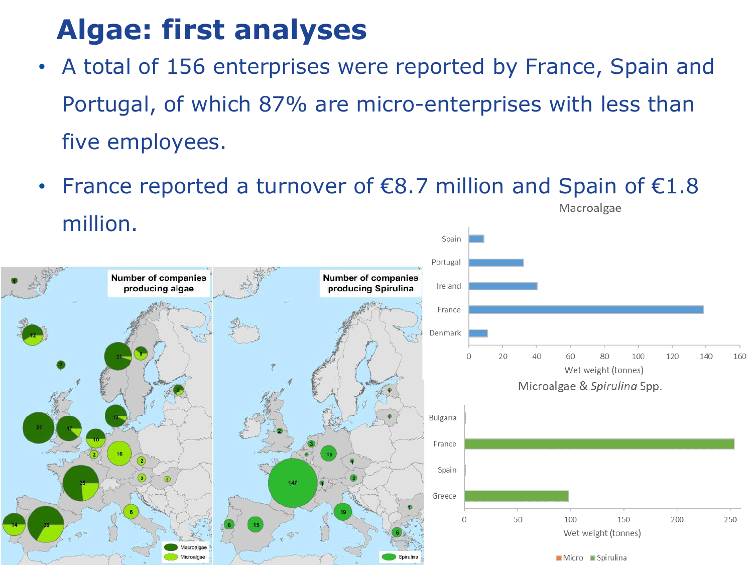# Algae: first analyses

- A total of 156 enterprises were reported by France, Spain and Portugal, of which 87% are micro-enterprises with less than five employees.
- France reported a turnover of €8.7 million and Spain of €1.8 million.

Number of companies producing algae

1
12
2
21
5
3
13
27
17
10
2
16
2
2
1
35
6
14
38

Macroalgae
Microalgae

Number of companies producing Spirulina

1
1
2
3
1
15
1
3
147
1
19
1
6
15
6

Spirulina

Macroalgae

Spain
Portugal
Ireland
France
Denmark

0 20 40 60 80 100 120 140 160

Wet weight (tonnes)

Microalgae & *Spirulina* Spp.

Bulgaria
France
Spain
Greece

0 50 100 150 200 250

Wet weight (tonnes)

Micro Spirulina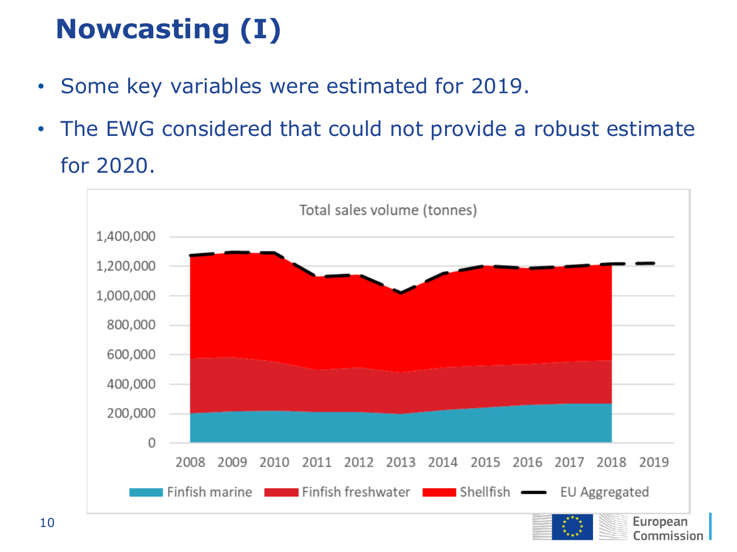# Nowcasting (I)

- Some key variables were estimated for 2019.
- The EWG considered that could not provide a robust estimate for 2020.

Total sales volume (tonnes)

1,400,000
1,200,000
1,000,000
800,000
600,000
400,000
200,000
0

2008 2009 2010 2011 2012 2013 2014 2015 2016 2017 2018 2019

Finfish marine, Finfish freshwater, Shellfish, EU Aggregated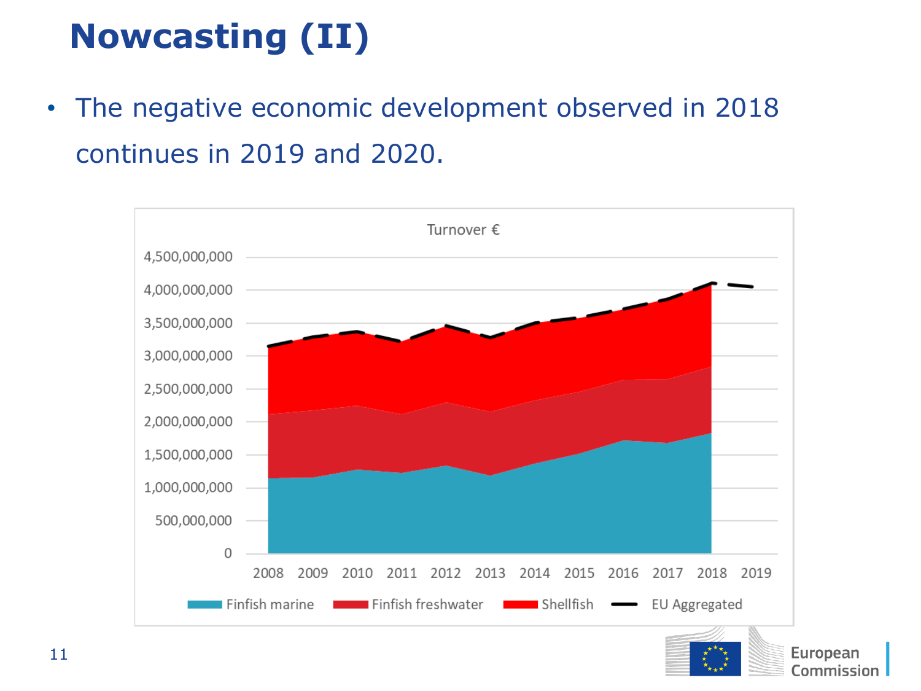# Nowcasting (II)

- The negative economic development observed in 2018 continues in 2019 and 2020.

Turnover €

4,500,000,000
4,000,000,000
3,500,000,000
3,000,000,000
2,500,000,000
2,000,000,000
1,500,000,000
1,000,000,000
500,000,000
0

2008 2009 2010 2011 2012 2013 2014 2015 2016 2017 2018 2019

Finfish marine | Finfish freshwater | Shellfish | EU Aggregated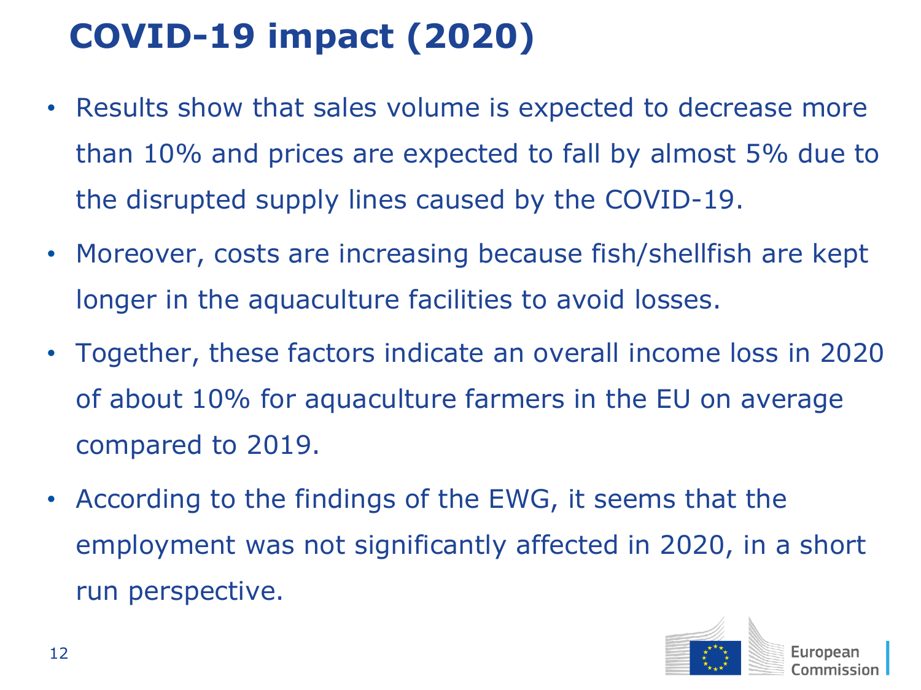# COVID-19 impact (2020)

- Results show that sales volume is expected to decrease more than 10% and prices are expected to fall by almost 5% due to the disrupted supply lines caused by the COVID-19.
- Moreover, costs are increasing because fish/shellfish are kept longer in the aquaculture facilities to avoid losses.
- Together, these factors indicate an overall income loss in 2020 of about 10% for aquaculture farmers in the EU on average compared to 2019.
- According to the findings of the EWG, it seems that the employment was not significantly affected in 2020, in a short run perspective.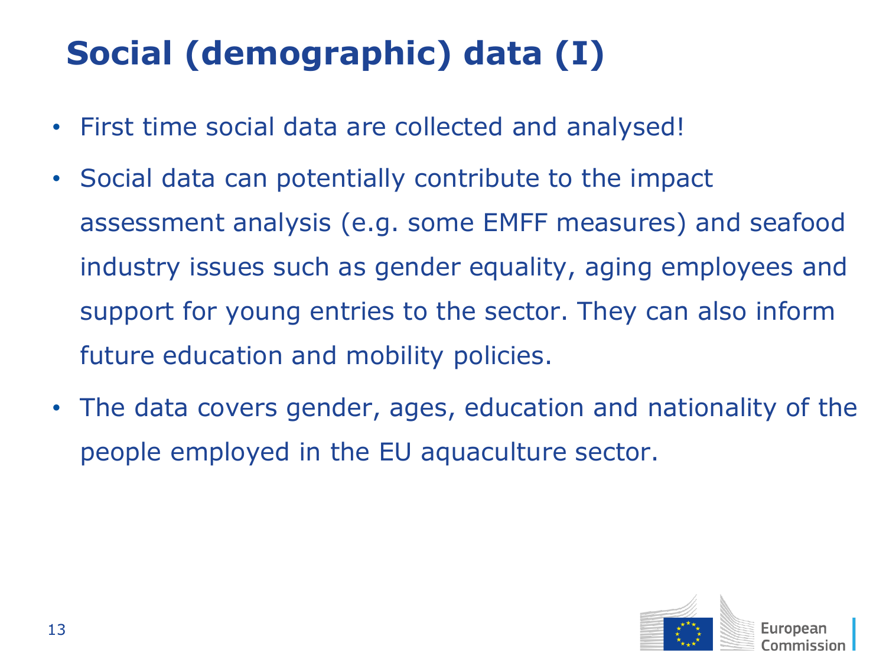# Social (demographic) data (I)

- First time social data are collected and analysed!
- Social data can potentially contribute to the impact assessment analysis (e.g. some EMFF measures) and seafood industry issues such as gender equality, aging employees and support for young entries to the sector. They can also inform future education and mobility policies.
- The data covers gender, ages, education and nationality of the people employed in the EU aquaculture sector.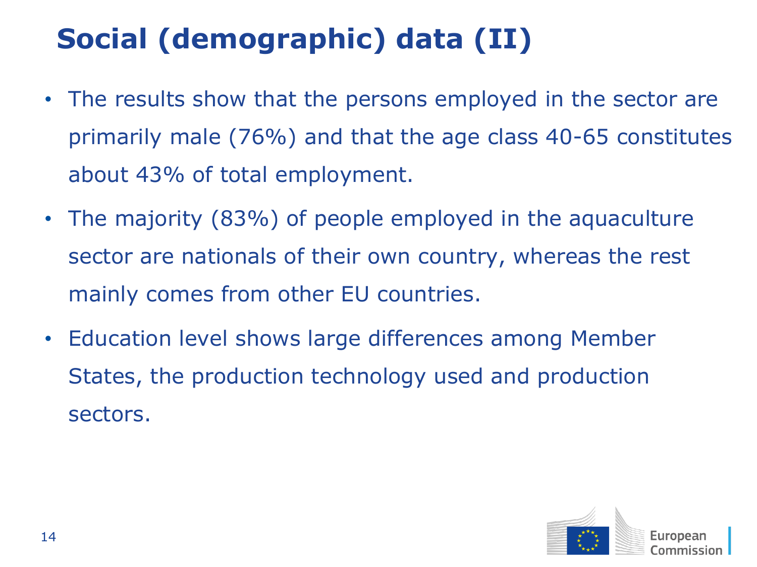# Social (demographic) data (II)

- The results show that the persons employed in the sector are primarily male (76%) and that the age class 40-65 constitutes about 43% of total employment.
- The majority (83%) of people employed in the aquaculture sector are nationals of their own country, whereas the rest mainly comes from other EU countries.
- Education level shows large differences among Member States, the production technology used and production sectors.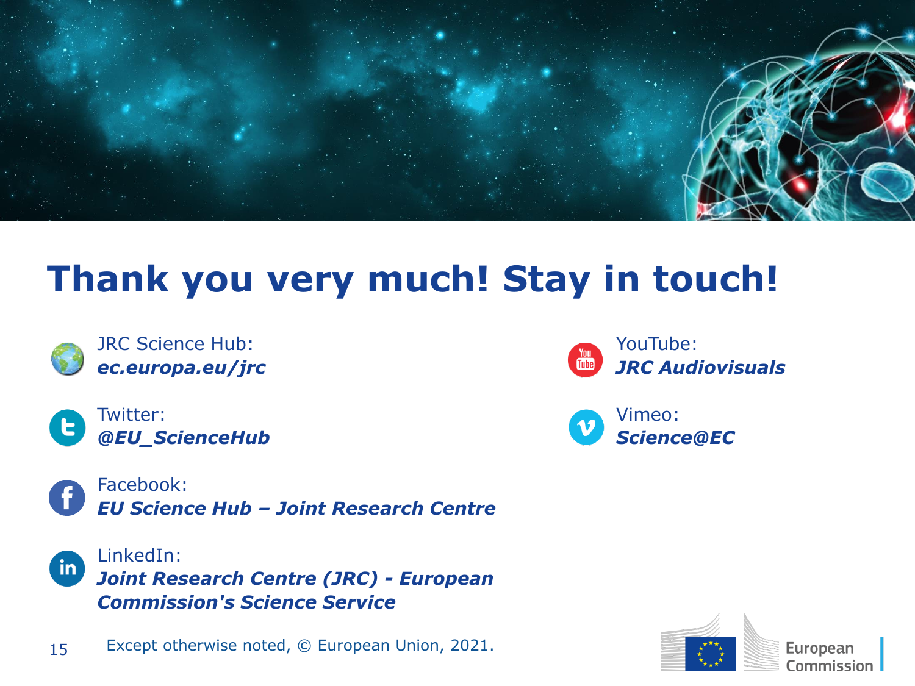# Thank you very much! Stay in touch!

JRC Science Hub:
***ec.europa.eu/jrc***

Twitter:
***@EU_ScienceHub***

Facebook:
***EU Science Hub – Joint Research Centre***

LinkedIn:
***Joint Research Centre (JRC) - European Commission's Science Service***

YouTube:
***JRC Audiovisuals***

Vimeo:
***Science@EC***

Except otherwise noted, © European Union, 2021.

European Commission